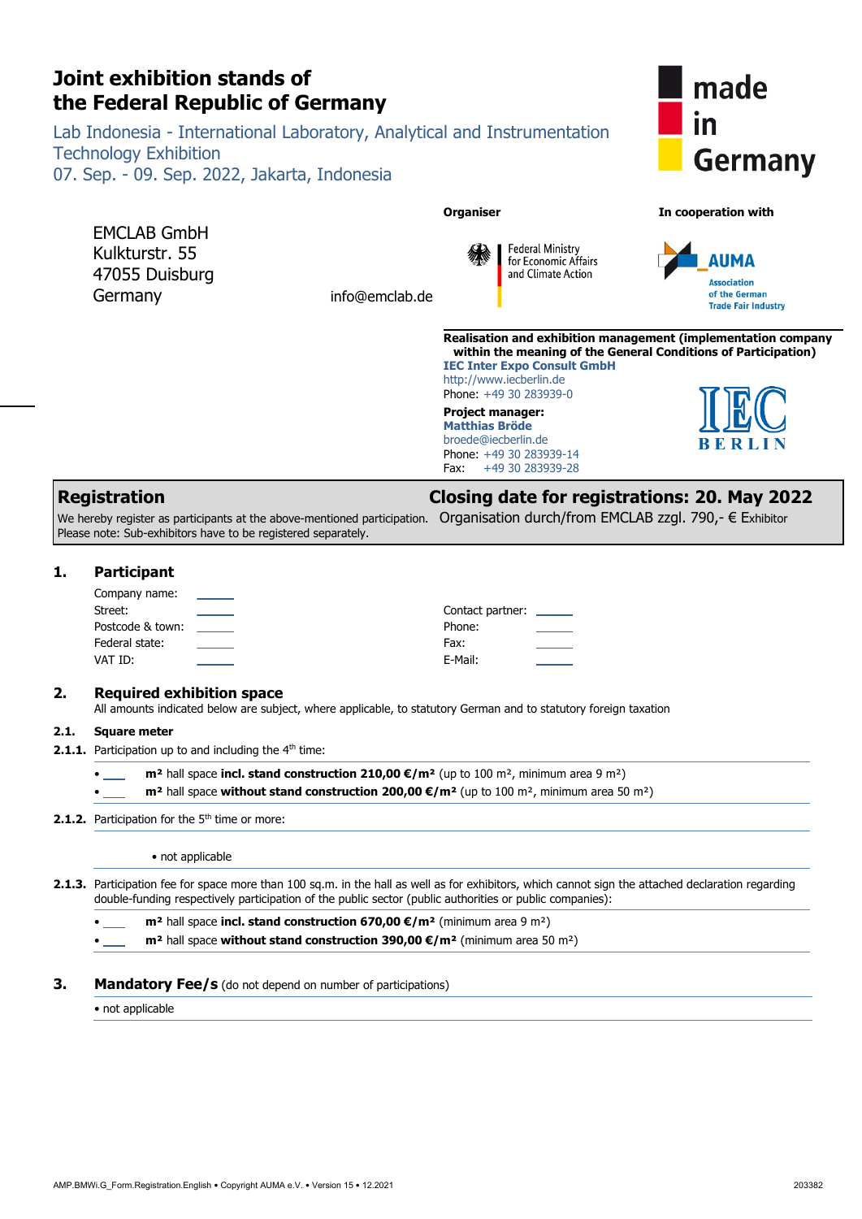# Joint exhibition stands of the Federal Republic of Germany

Lab Indonesia - International Laboratory, Analytical and Instrumentation Technology Exhibition
07. Sep. - 09. Sep. 2022, Jakarta, Indonesia

made in Germany

EMCLAB GmbH
Kulkturstr. 55
47055 Duisburg
Germany

info@emclab.de

**Organiser**

Federal Ministry for Economic Affairs and Climate Action

**In cooperation with**

AUMA
Association of the German Trade Fair Industry

**Realisation and exhibition management (implementation company within the meaning of the General Conditions of Participation)**
**IEC Inter Expo Consult GmbH**
http://www.iecberlin.de
Phone: +49 30 283939-0

**Project manager:**
**Matthias Bröde**
broede@iecberlin.de
Phone: +49 30 283939-14
Fax: +49 30 283939-28

IEC BERLIN

## Registration

**Closing date for registrations: 20. May 2022**

We hereby register as participants at the above-mentioned participation. Organisation durch/from EMCLAB zzgl. 790,- € Exhibitor
Please note: Sub-exhibitors have to be registered separately.

### 1. Participant

Company name:
Street:
Postcode & town:
Federal state:
VAT ID:

Contact partner:
Phone:
Fax:
E-Mail:

### 2. Required exhibition space

All amounts indicated below are subject, where applicable, to statutory German and to statutory foreign taxation

**2.1. Square meter**

**2.1.1.** Participation up to and including the 4th time:

- ___ **m²** hall space **incl. stand construction 210,00 €/m²** (up to 100 m², minimum area 9 m²)
- ___ **m²** hall space **without stand construction 200,00 €/m²** (up to 100 m², minimum area 50 m²)

**2.1.2.** Participation for the 5th time or more:

- not applicable

**2.1.3.** Participation fee for space more than 100 sq.m. in the hall as well as for exhibitors, which cannot sign the attached declaration regarding double-funding respectively participation of the public sector (public authorities or public companies):

- ___ **m²** hall space **incl. stand construction 670,00 €/m²** (minimum area 9 m²)
- ___ **m²** hall space **without stand construction 390,00 €/m²** (minimum area 50 m²)

### 3. Mandatory Fee/s (do not depend on number of participations)

- not applicable

AMP.BMWi.G_Form.Registration.English • Copyright AUMA e.V. • Version 15 • 12.2021 203382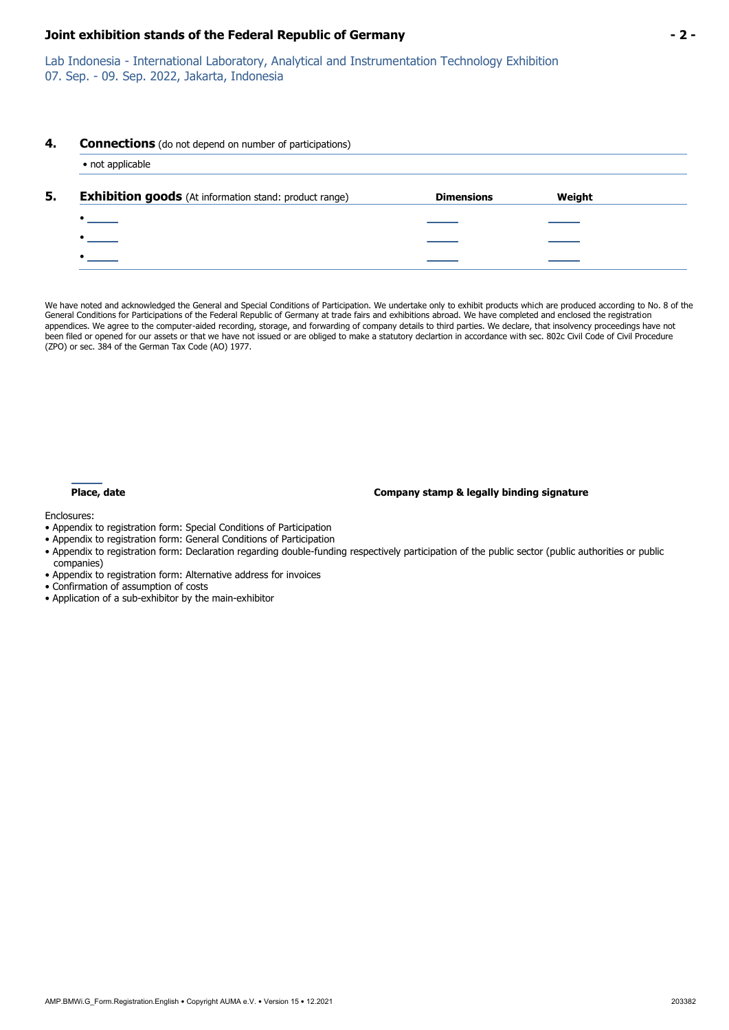Lab Indonesia - International Laboratory, Analytical and Instrumentation Technology Exhibition
07. Sep. - 09. Sep. 2022, Jakarta, Indonesia

## 4. Connections (do not depend on number of participations)

- not applicable

## 5. Exhibition goods (At information stand: product range)

| | Dimensions | Weight |
|---|---|---|
| • _____ | _____ | _____ |
| • _____ | _____ | _____ |
| • _____ | _____ | _____ |

We have noted and acknowledged the General and Special Conditions of Participation. We undertake only to exhibit products which are produced according to No. 8 of the General Conditions for Participations of the Federal Republic of Germany at trade fairs and exhibitions abroad. We have completed and enclosed the registration appendices. We agree to the computer-aided recording, storage, and forwarding of company details to third parties. We declare, that insolvency proceedings have not been filed or opened for our assets or that we have not issued or are obliged to make a statutory declartion in accordance with sec. 802c Civil Code of Civil Procedure (ZPO) or sec. 384 of the German Tax Code (AO) 1977.

_____
**Place, date** **Company stamp & legally binding signature**

Enclosures:

- Appendix to registration form: Special Conditions of Participation
- Appendix to registration form: General Conditions of Participation
- Appendix to registration form: Declaration regarding double-funding respectively participation of the public sector (public authorities or public companies)
- Appendix to registration form: Alternative address for invoices
- Confirmation of assumption of costs
- Application of a sub-exhibitor by the main-exhibitor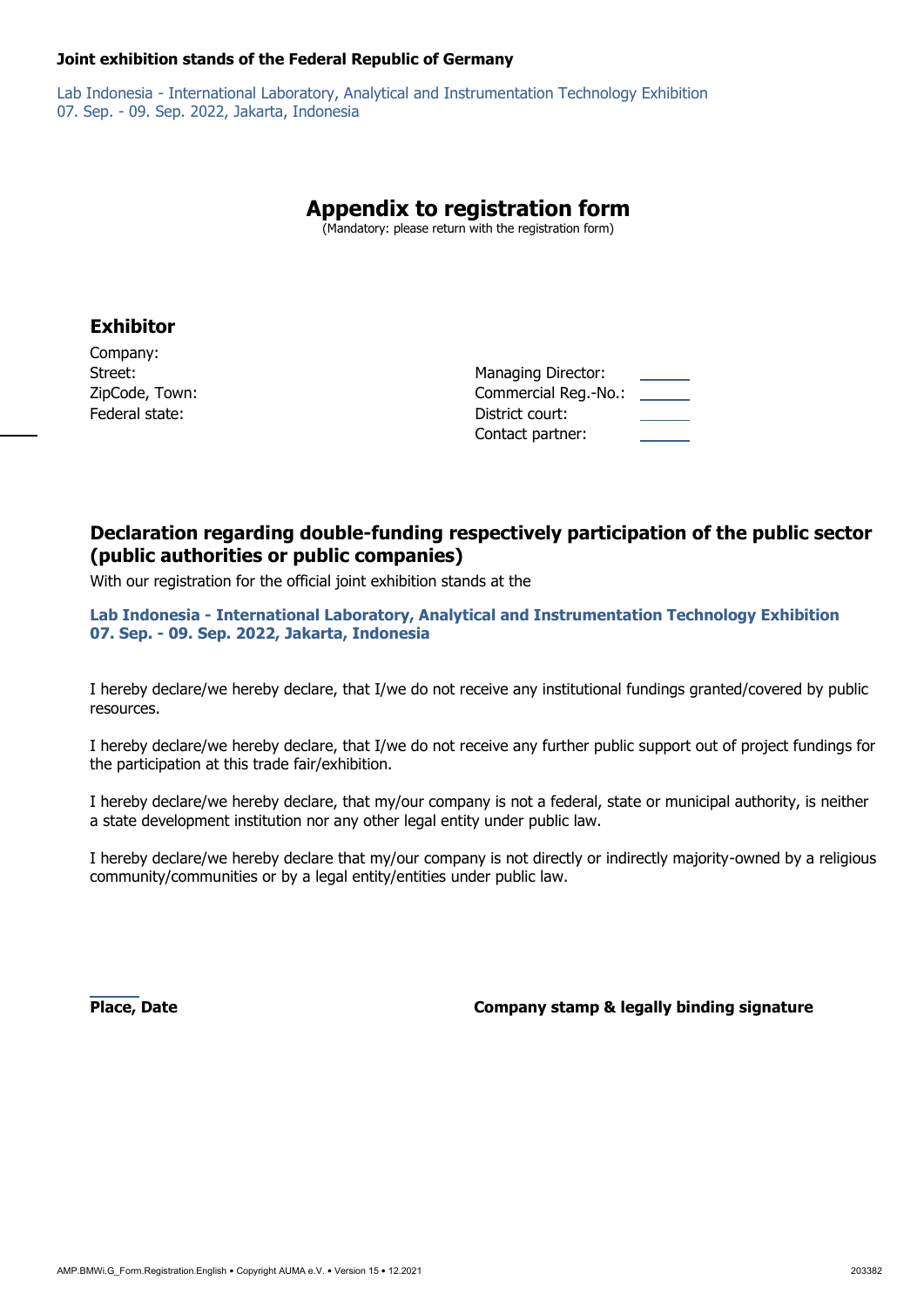**Joint exhibition stands of the Federal Republic of Germany**

Lab Indonesia - International Laboratory, Analytical and Instrumentation Technology Exhibition
07. Sep. - 09. Sep. 2022, Jakarta, Indonesia

# Appendix to registration form

(Mandatory: please return with the registration form)

## Exhibitor

Company:
Street:
ZipCode, Town:
Federal state:

Managing Director:
Commercial Reg.-No.:
District court:
Contact partner:

## Declaration regarding double-funding respectively participation of the public sector (public authorities or public companies)

With our registration for the official joint exhibition stands at the

**Lab Indonesia - International Laboratory, Analytical and Instrumentation Technology Exhibition**
**07. Sep. - 09. Sep. 2022, Jakarta, Indonesia**

I hereby declare/we hereby declare, that I/we do not receive any institutional fundings granted/covered by public resources.

I hereby declare/we hereby declare, that I/we do not receive any further public support out of project fundings for the participation at this trade fair/exhibition.

I hereby declare/we hereby declare, that my/our company is not a federal, state or municipal authority, is neither a state development institution nor any other legal entity under public law.

I hereby declare/we hereby declare that my/our company is not directly or indirectly majority-owned by a religious community/communities or by a legal entity/entities under public law.

**Place, Date**

**Company stamp & legally binding signature**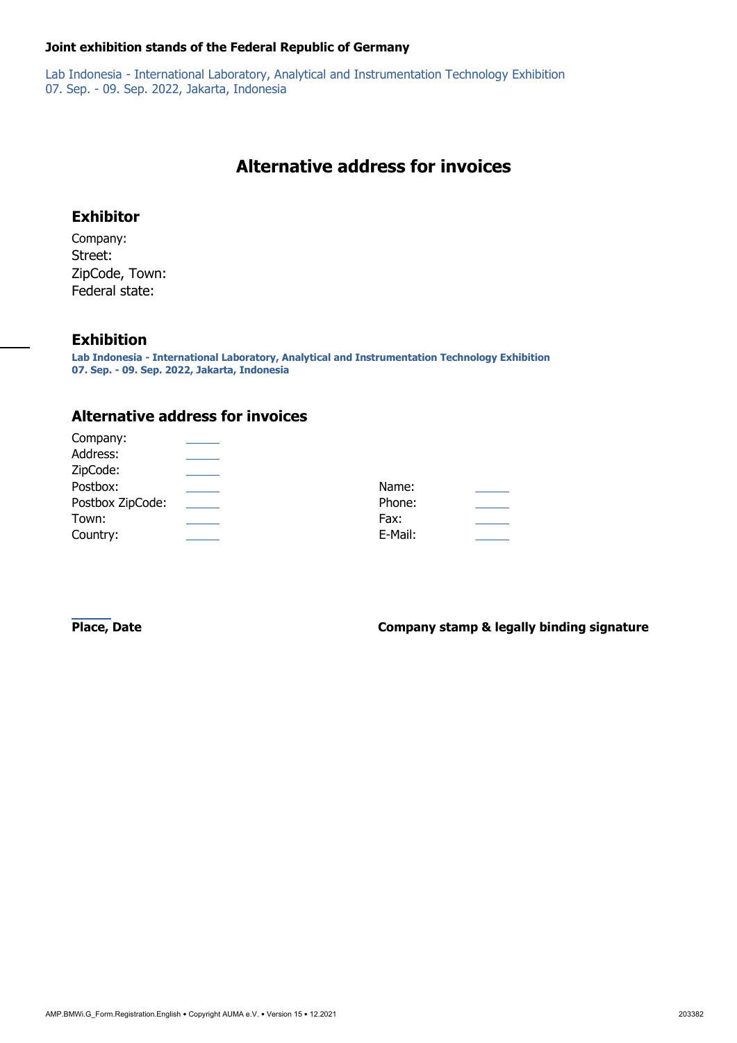**Joint exhibition stands of the Federal Republic of Germany**

Lab Indonesia - International Laboratory, Analytical and Instrumentation Technology Exhibition
07. Sep. - 09. Sep. 2022, Jakarta, Indonesia

# Alternative address for invoices

## Exhibitor

Company:
Street:
ZipCode, Town:
Federal state:

## Exhibition

**Lab Indonesia - International Laboratory, Analytical and Instrumentation Technology Exhibition**
**07. Sep. - 09. Sep. 2022, Jakarta, Indonesia**

## Alternative address for invoices

Company: ______
Address: ______
ZipCode: ______
Postbox: ______
Postbox ZipCode: ______
Town: ______
Country: ______

Name: ______
Phone: ______
Fax: ______
E-Mail: ______

______
**Place, Date**

**Company stamp & legally binding signature**

AMP.BMWi.G_Form.Registration.English • Copyright AUMA e.V. • Version 15 • 12.2021

203382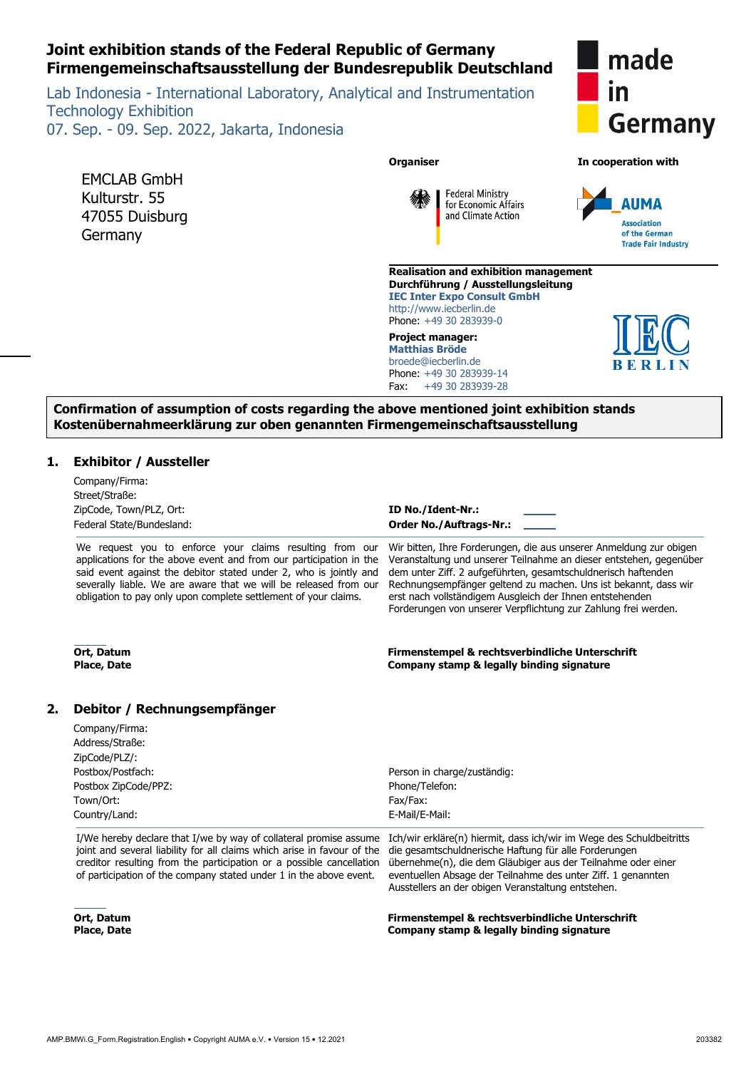# Joint exhibition stands of the Federal Republic of Germany
# Firmengemeinschaftsausstellung der Bundesrepublik Deutschland

Lab Indonesia - International Laboratory, Analytical and Instrumentation Technology Exhibition
07. Sep. - 09. Sep. 2022, Jakarta, Indonesia

made in Germany

EMCLAB GmbH
Kulturstr. 55
47055 Duisburg
Germany

**Organiser**

Federal Ministry for Economic Affairs and Climate Action

**In cooperation with**

AUMA
Association of the German Trade Fair Industry

**Realisation and exhibition management**
**Durchführung / Ausstellungsleitung**
**IEC Inter Expo Consult GmbH**
http://www.iecberlin.de
Phone: +49 30 283939-0

**Project manager:**
**Matthias Bröde**
broede@iecberlin.de
Phone: +49 30 283939-14
Fax: +49 30 283939-28

IEC BERLIN

**Confirmation of assumption of costs regarding the above mentioned joint exhibition stands**
**Kostenübernahmeerklärung zur oben genannten Firmengemeinschaftsausstellung**

## 1. Exhibitor / Aussteller

Company/Firma:
Street/Straße:
ZipCode, Town/PLZ, Ort:
Federal State/Bundesland:

**ID No./Ident-Nr.:**
**Order No./Auftrags-Nr.:**

We request you to enforce your claims resulting from our applications for the above event and from our participation in the said event against the debitor stated under 2, who is jointly and severally liable. We are aware that we will be released from our obligation to pay only upon complete settlement of your claims.

Wir bitten, Ihre Forderungen, die aus unserer Anmeldung zur obigen Veranstaltung und unserer Teilnahme an dieser entstehen, gegenüber dem unter Ziff. 2 aufgeführten, gesamtschuldnerisch haftenden Rechnungsempfänger geltend zu machen. Uns ist bekannt, dass wir erst nach vollständigem Ausgleich der Ihnen entstehenden Forderungen von unserer Verpflichtung zur Zahlung frei werden.

**Ort, Datum**
**Place, Date**

**Firmenstempel & rechtsverbindliche Unterschrift**
**Company stamp & legally binding signature**

## 2. Debitor / Rechnungsempfänger

Company/Firma:
Address/Straße:
ZipCode/PLZ/:
Postbox/Postfach:
Postbox ZipCode/PPZ:
Town/Ort:
Country/Land:

Person in charge/zuständig:
Phone/Telefon:
Fax/Fax:
E-Mail/E-Mail:

I/We hereby declare that I/we by way of collateral promise assume joint and several liability for all claims which arise in favour of the creditor resulting from the participation or a possible cancellation of participation of the company stated under 1 in the above event.

Ich/wir erkläre(n) hiermit, dass ich/wir im Wege des Schuldbeitritts die gesamtschuldnerische Haftung für alle Forderungen übernehme(n), die dem Gläubiger aus der Teilnahme oder einer eventuellen Absage der Teilnahme des unter Ziff. 1 genannten Ausstellers an der obigen Veranstaltung entstehen.

**Ort, Datum**
**Place, Date**

**Firmenstempel & rechtsverbindliche Unterschrift**
**Company stamp & legally binding signature**

AMP.BMWi.G_Form.Registration.English • Copyright AUMA e.V. • Version 15 • 12.2021

203382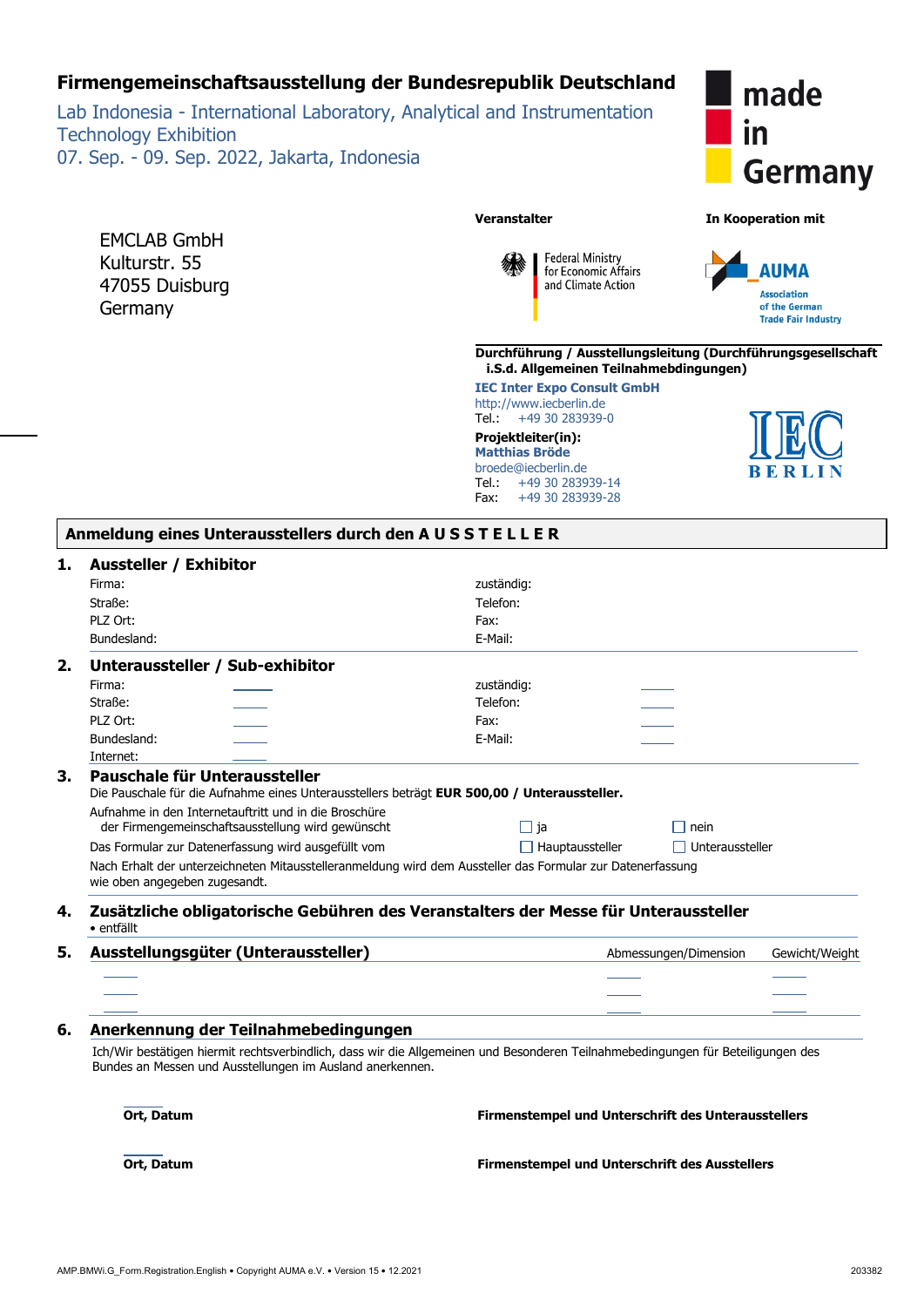# Firmengemeinschaftsausstellung der Bundesrepublik Deutschland

Lab Indonesia - International Laboratory, Analytical and Instrumentation Technology Exhibition
07. Sep. - 09. Sep. 2022, Jakarta, Indonesia

made in Germany

EMCLAB GmbH
Kulturstr. 55
47055 Duisburg
Germany

**Veranstalter**

Federal Ministry for Economic Affairs and Climate Action

**In Kooperation mit**

AUMA
Association of the German Trade Fair Industry

**Durchführung / Ausstellungsleitung (Durchführungsgesellschaft i.S.d. Allgemeinen Teilnahmebedingungen)**

**IEC Inter Expo Consult GmbH**
http://www.iecberlin.de
Tel.: +49 30 283939-0

**Projektleiter(in):**
**Matthias Bröde**
broede@iecberlin.de
Tel.: +49 30 283939-14
Fax: +49 30 283939-28

IEC BERLIN

## Anmeldung eines Unterausstellers durch den A U S S T E L L E R

### 1. Aussteller / Exhibitor

| | | | |
|---|---|---|---|
| Firma: | | zuständig: | |
| Straße: | | Telefon: | |
| PLZ Ort: | | Fax: | |
| Bundesland: | | E-Mail: | |

### 2. Unteraussteller / Sub-exhibitor

| | | | |
|---|---|---|---|
| Firma: | | zuständig: | |
| Straße: | | Telefon: | |
| PLZ Ort: | | Fax: | |
| Bundesland: | | E-Mail: | |
| Internet: | | | |

### 3. Pauschale für Unteraussteller

Die Pauschale für die Aufnahme eines Unterausstellers beträgt **EUR 500,00 / Unteraussteller.**

Aufnahme in den Internetauftritt und in die Broschüre der Firmengemeinschaftsausstellung wird gewünscht ☐ ja ☐ nein

Das Formular zur Datenerfassung wird ausgefüllt vom ☐ Hauptaussteller ☐ Unteraussteller

Nach Erhalt der unterzeichneten Mitausstelleranmeldung wird dem Aussteller das Formular zur Datenerfassung wie oben angegeben zugesandt.

### 4. Zusätzliche obligatorische Gebühren des Veranstalters der Messe für Unteraussteller

- entfällt

### 5. Ausstellungsgüter (Unteraussteller)

| | Abmessungen/Dimension | Gewicht/Weight |
|---|---|---|
| | | |
| | | |
| | | |

### 6. Anerkennung der Teilnahmebedingungen

Ich/Wir bestätigen hiermit rechtsverbindlich, dass wir die Allgemeinen und Besonderen Teilnahmebedingungen für Beteiligungen des Bundes an Messen und Ausstellungen im Ausland anerkennen.

**Ort, Datum** **Firmenstempel und Unterschrift des Unterausstellers**

**Ort, Datum** **Firmenstempel und Unterschrift des Ausstellers**

AMP.BMWi.G_Form.Registration.English • Copyright AUMA e.V. • Version 15 • 12.2021 203382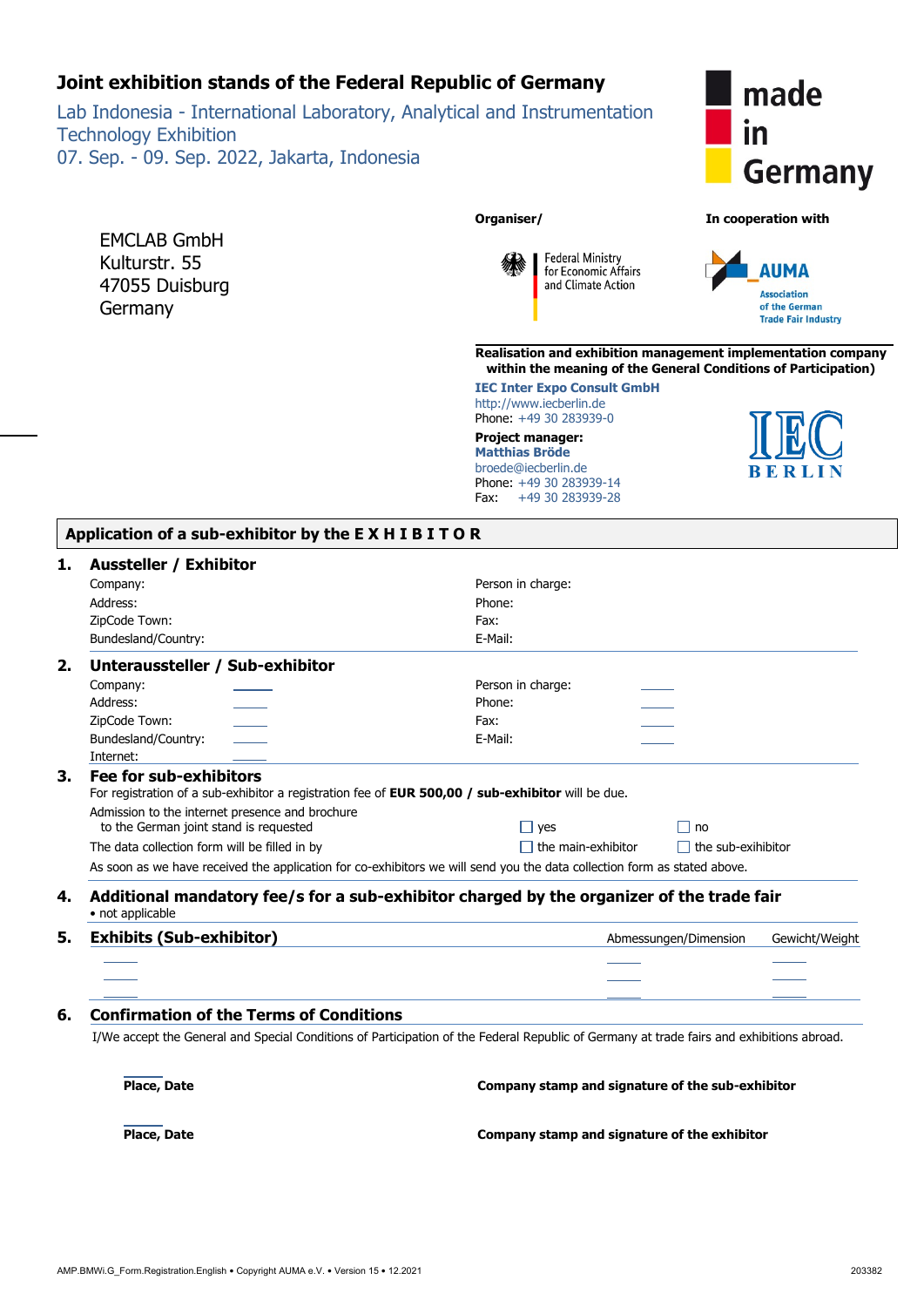## Joint exhibition stands of the Federal Republic of Germany

Lab Indonesia - International Laboratory, Analytical and Instrumentation Technology Exhibition
07. Sep. - 09. Sep. 2022, Jakarta, Indonesia

made in Germany

EMCLAB GmbH
Kulturstr. 55
47055 Duisburg
Germany

**Organiser/**

Federal Ministry for Economic Affairs and Climate Action

**In cooperation with**

AUMA
Association of the German Trade Fair Industry

**Realisation and exhibition management implementation company within the meaning of the General Conditions of Participation)**

**IEC Inter Expo Consult GmbH**
http://www.iecberlin.de
Phone: +49 30 283939-0

**Project manager:**
**Matthias Bröde**
broede@iecberlin.de
Phone: +49 30 283939-14
Fax: +49 30 283939-28

IEC BERLIN

## Application of a sub-exhibitor by the E X H I B I T O R

### 1. Aussteller / Exhibitor

| | | | |
|---|---|---|---|
| Company: | | Person in charge: | |
| Address: | | Phone: | |
| ZipCode Town: | | Fax: | |
| Bundesland/Country: | | E-Mail: | |

### 2. Unteraussteller / Sub-exhibitor

| | | | |
|---|---|---|---|
| Company: | | Person in charge: | |
| Address: | | Phone: | |
| ZipCode Town: | | Fax: | |
| Bundesland/Country: | | E-Mail: | |
| Internet: | | | |

### 3. Fee for sub-exhibitors

For registration of a sub-exhibitor a registration fee of **EUR 500,00 / sub-exhibitor** will be due.

Admission to the internet presence and brochure to the German joint stand is requested ☐ yes ☐ no

The data collection form will be filled in by ☐ the main-exhibitor ☐ the sub-exhibitor

As soon as we have received the application for co-exhibitors we will send you the data collection form as stated above.

### 4. Additional mandatory fee/s for a sub-exhibitor charged by the organizer of the trade fair

- not applicable

### 5. Exhibits (Sub-exhibitor)

| | Abmessungen/Dimension | Gewicht/Weight |
|---|---|---|
| | | |
| | | |

### 6. Confirmation of the Terms of Conditions

I/We accept the General and Special Conditions of Participation of the Federal Republic of Germany at trade fairs and exhibitions abroad.

**Place, Date** **Company stamp and signature of the sub-exhibitor**

**Place, Date** **Company stamp and signature of the exhibitor**

AMP.BMWi.G_Form.Registration.English • Copyright AUMA e.V. • Version 15 • 12.2021 203382